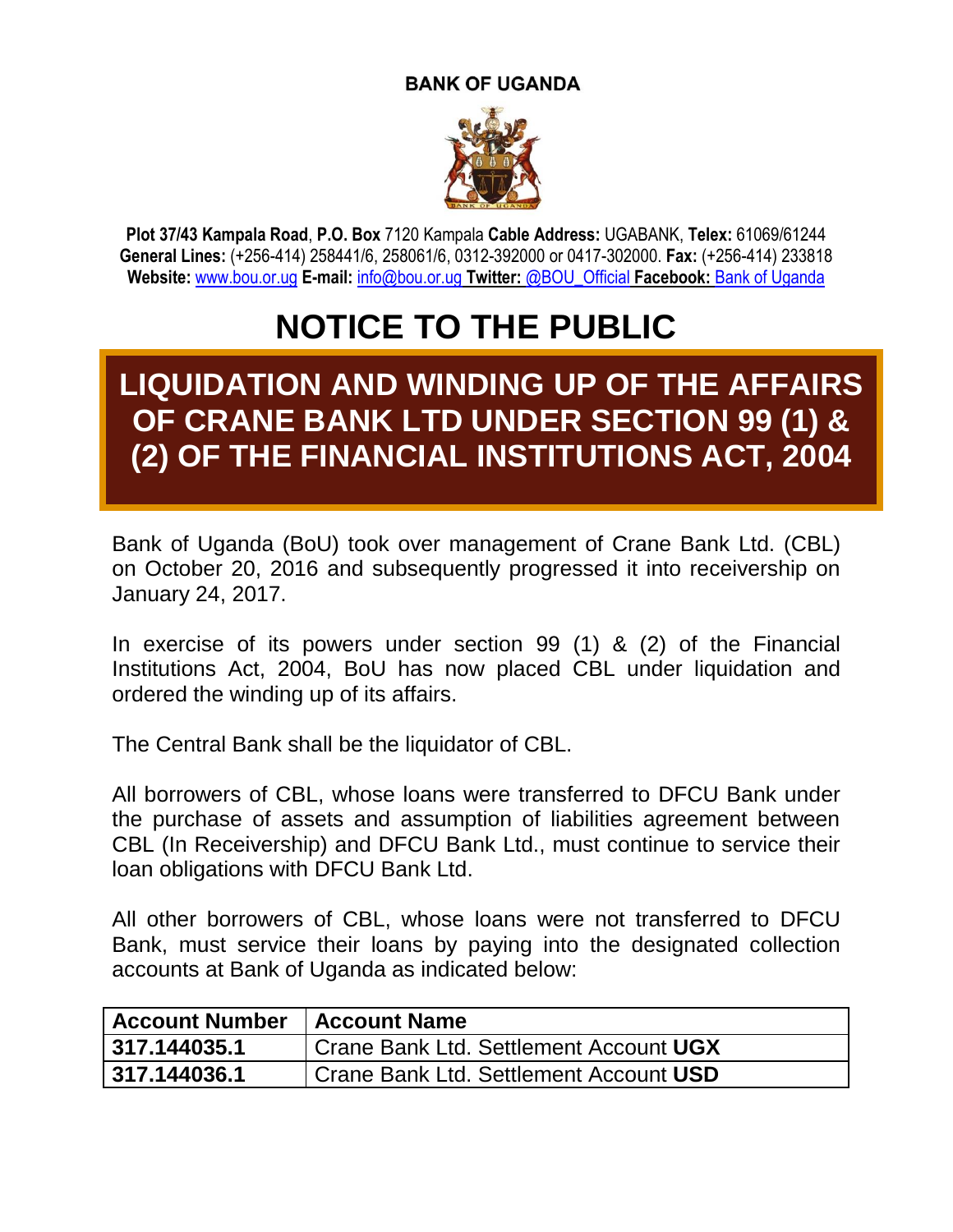**BANK OF UGANDA**

**Plot 37/43 Kampala Road**, **P.O. Box** 7120 Kampala **Cable Address:** UGABANK, **Telex:** 61069/61244
**General Lines:** (+256-414) 258441/6, 258061/6, 0312-392000 or 0417-302000. **Fax:** (+256-414) 233818
**Website:** www.bou.or.ug **E-mail:** info@bou.or.ug **Twitter:** @BOU_Official **Facebook:** Bank of Uganda

# NOTICE TO THE PUBLIC

## LIQUIDATION AND WINDING UP OF THE AFFAIRS OF CRANE BANK LTD UNDER SECTION 99 (1) & (2) OF THE FINANCIAL INSTITUTIONS ACT, 2004

Bank of Uganda (BoU) took over management of Crane Bank Ltd. (CBL) on October 20, 2016 and subsequently progressed it into receivership on January 24, 2017.

In exercise of its powers under section 99 (1) & (2) of the Financial Institutions Act, 2004, BoU has now placed CBL under liquidation and ordered the winding up of its affairs.

The Central Bank shall be the liquidator of CBL.

All borrowers of CBL, whose loans were transferred to DFCU Bank under the purchase of assets and assumption of liabilities agreement between CBL (In Receivership) and DFCU Bank Ltd., must continue to service their loan obligations with DFCU Bank Ltd.

All other borrowers of CBL, whose loans were not transferred to DFCU Bank, must service their loans by paying into the designated collection accounts at Bank of Uganda as indicated below:

| Account Number | Account Name |
|---|---|
| **317.144035.1** | Crane Bank Ltd. Settlement Account **UGX** |
| **317.144036.1** | Crane Bank Ltd. Settlement Account **USD** |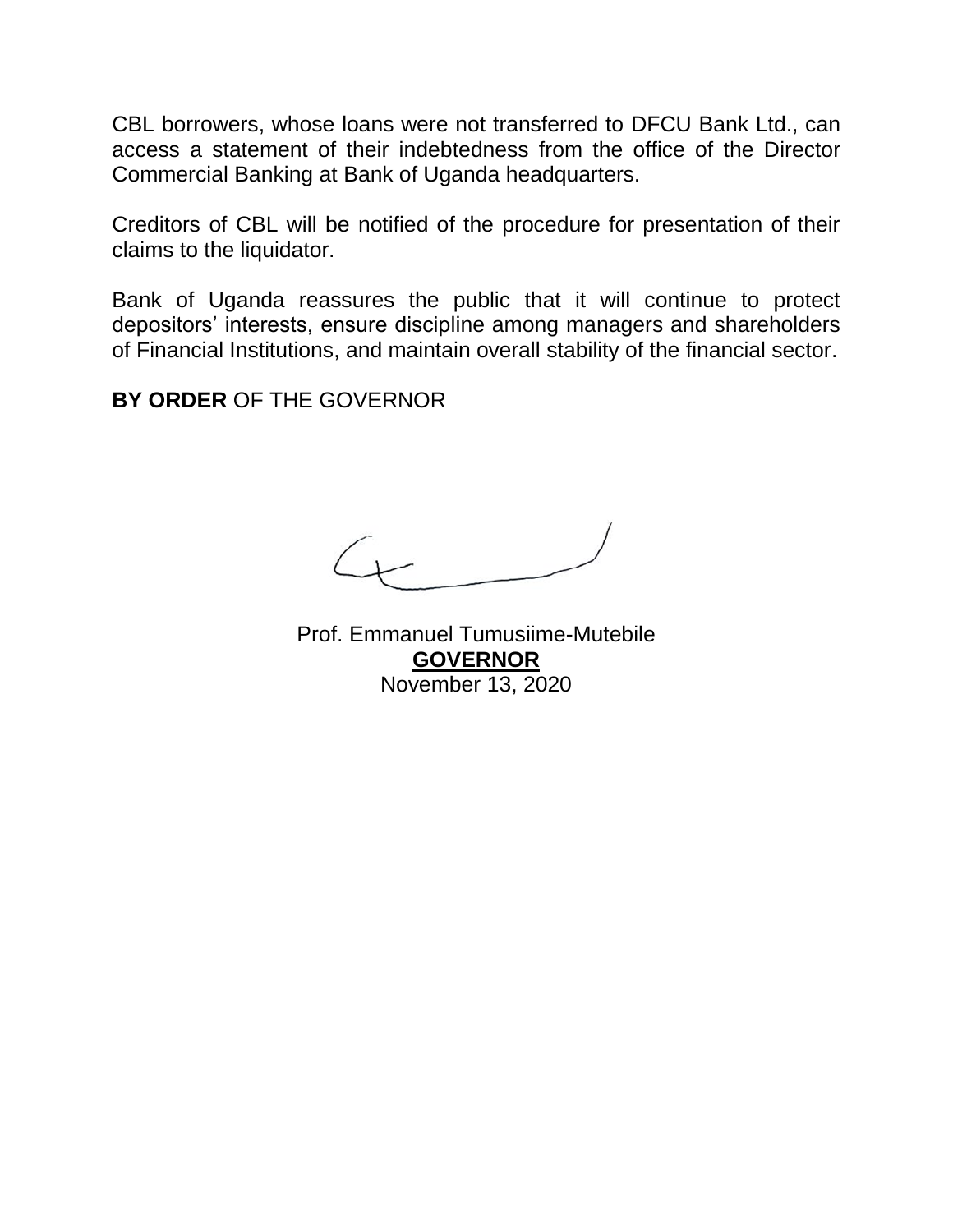CBL borrowers, whose loans were not transferred to DFCU Bank Ltd., can access a statement of their indebtedness from the office of the Director Commercial Banking at Bank of Uganda headquarters.

Creditors of CBL will be notified of the procedure for presentation of their claims to the liquidator.

Bank of Uganda reassures the public that it will continue to protect depositors' interests, ensure discipline among managers and shareholders of Financial Institutions, and maintain overall stability of the financial sector.

**BY ORDER** OF THE GOVERNOR

Prof. Emmanuel Tumusiime-Mutebile
**GOVERNOR**
November 13, 2020